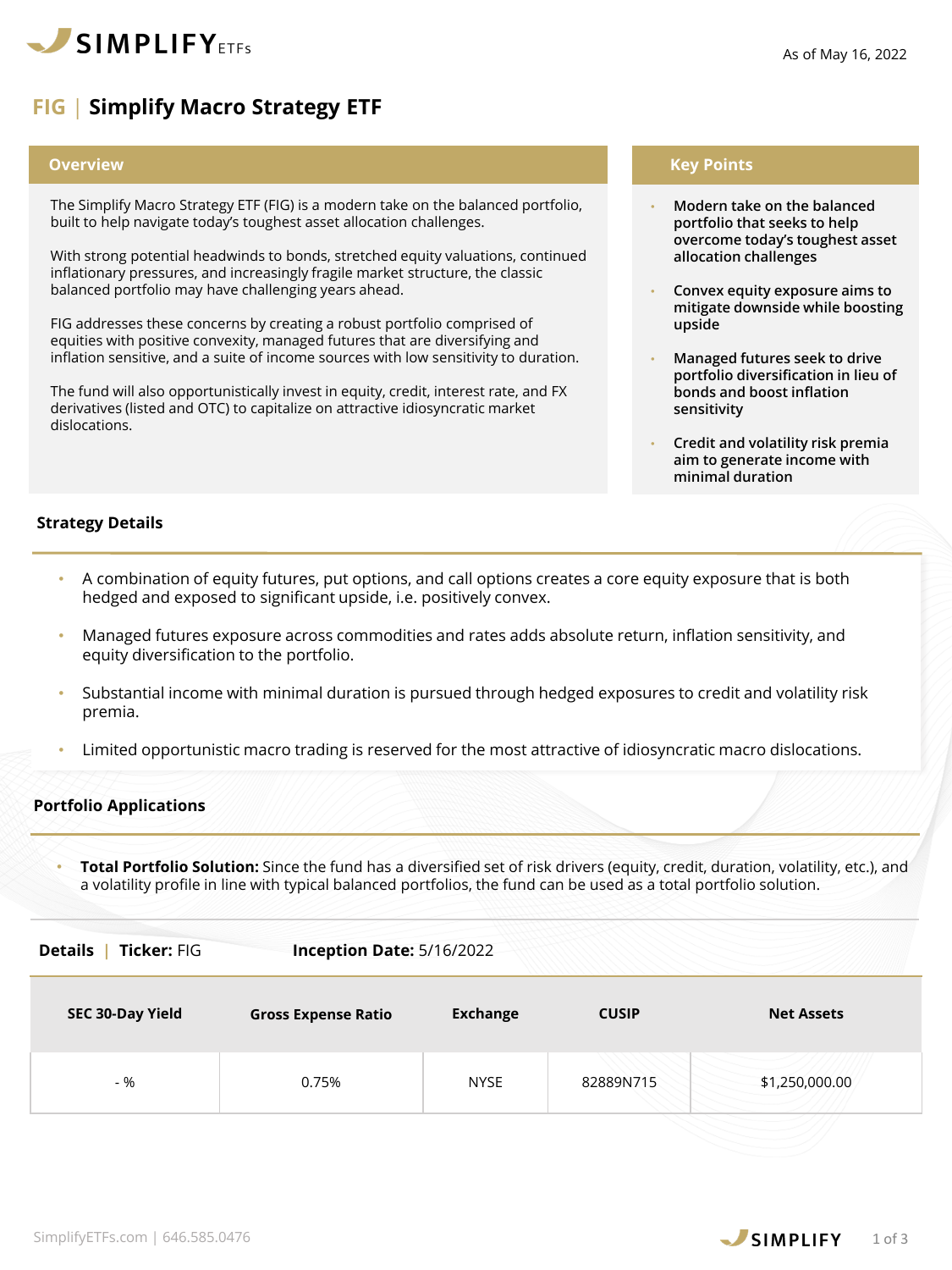As of May 16, 2022

# FIG | Simplify Macro Strategy ETF

## Overview

The Simplify Macro Strategy ETF (FIG) is a modern take on the balanced portfolio, built to help navigate today's toughest asset allocation challenges.

With strong potential headwinds to bonds, stretched equity valuations, continued inflationary pressures, and increasingly fragile market structure, the classic balanced portfolio may have challenging years ahead.

FIG addresses these concerns by creating a robust portfolio comprised of equities with positive convexity, managed futures that are diversifying and inflation sensitive, and a suite of income sources with low sensitivity to duration.

The fund will also opportunistically invest in equity, credit, interest rate, and FX derivatives (listed and OTC) to capitalize on attractive idiosyncratic market dislocations.

## Key Points

- **Modern take on the balanced portfolio that seeks to help overcome today's toughest asset allocation challenges**
- **Convex equity exposure aims to mitigate downside while boosting upside**
- **Managed futures seek to drive portfolio diversification in lieu of bonds and boost inflation sensitivity**
- **Credit and volatility risk premia aim to generate income with minimal duration**

## Strategy Details

- A combination of equity futures, put options, and call options creates a core equity exposure that is both hedged and exposed to significant upside, i.e. positively convex.
- Managed futures exposure across commodities and rates adds absolute return, inflation sensitivity, and equity diversification to the portfolio.
- Substantial income with minimal duration is pursued through hedged exposures to credit and volatility risk premia.
- Limited opportunistic macro trading is reserved for the most attractive of idiosyncratic macro dislocations.

## Portfolio Applications

- **Total Portfolio Solution:** Since the fund has a diversified set of risk drivers (equity, credit, duration, volatility, etc.), and a volatility profile in line with typical balanced portfolios, the fund can be used as a total portfolio solution.

**Details** | **Ticker:** FIG **Inception Date:** 5/16/2022

| SEC 30-Day Yield | Gross Expense Ratio | Exchange | CUSIP | Net Assets |
|---|---|---|---|---|
| - % | 0.75% | NYSE | 82889N715 | $1,250,000.00 |

SimplifyETFs.com | 646.585.0476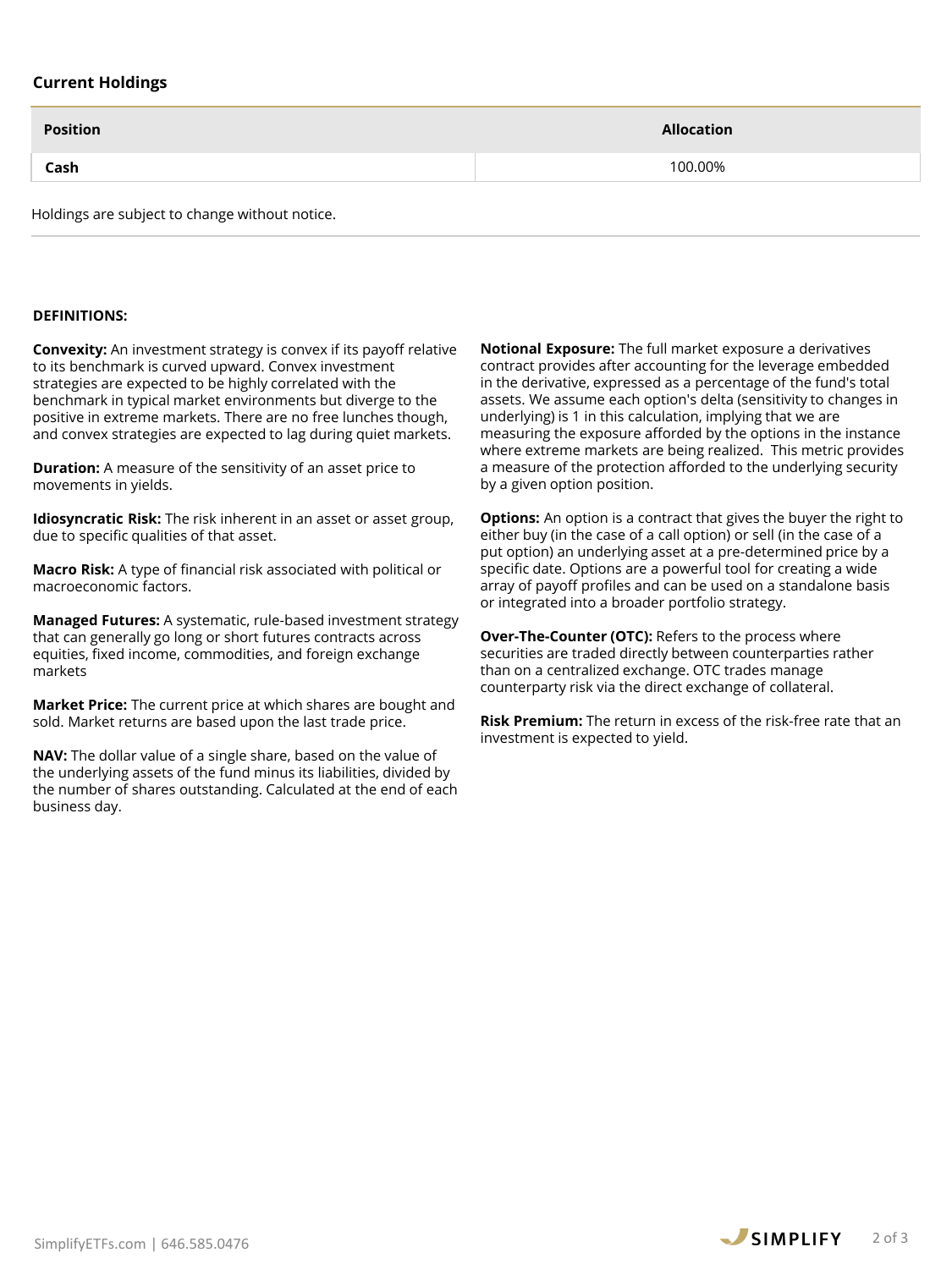### Current Holdings

| Position | Allocation |
|---|---|
| **Cash** | 100.00% |

Holdings are subject to change without notice.

**DEFINITIONS:**

**Convexity:** An investment strategy is convex if its payoff relative to its benchmark is curved upward. Convex investment strategies are expected to be highly correlated with the benchmark in typical market environments but diverge to the positive in extreme markets. There are no free lunches though, and convex strategies are expected to lag during quiet markets.

**Duration:** A measure of the sensitivity of an asset price to movements in yields.

**Idiosyncratic Risk:** The risk inherent in an asset or asset group, due to specific qualities of that asset.

**Macro Risk:** A type of financial risk associated with political or macroeconomic factors.

**Managed Futures:** A systematic, rule-based investment strategy that can generally go long or short futures contracts across equities, fixed income, commodities, and foreign exchange markets

**Market Price:** The current price at which shares are bought and sold. Market returns are based upon the last trade price.

**NAV:** The dollar value of a single share, based on the value of the underlying assets of the fund minus its liabilities, divided by the number of shares outstanding. Calculated at the end of each business day.

**Notional Exposure:** The full market exposure a derivatives contract provides after accounting for the leverage embedded in the derivative, expressed as a percentage of the fund's total assets. We assume each option's delta (sensitivity to changes in underlying) is 1 in this calculation, implying that we are measuring the exposure afforded by the options in the instance where extreme markets are being realized. This metric provides a measure of the protection afforded to the underlying security by a given option position.

**Options:** An option is a contract that gives the buyer the right to either buy (in the case of a call option) or sell (in the case of a put option) an underlying asset at a pre-determined price by a specific date. Options are a powerful tool for creating a wide array of payoff profiles and can be used on a standalone basis or integrated into a broader portfolio strategy.

**Over-The-Counter (OTC):** Refers to the process where securities are traded directly between counterparties rather than on a centralized exchange. OTC trades manage counterparty risk via the direct exchange of collateral.

**Risk Premium:** The return in excess of the risk-free rate that an investment is expected to yield.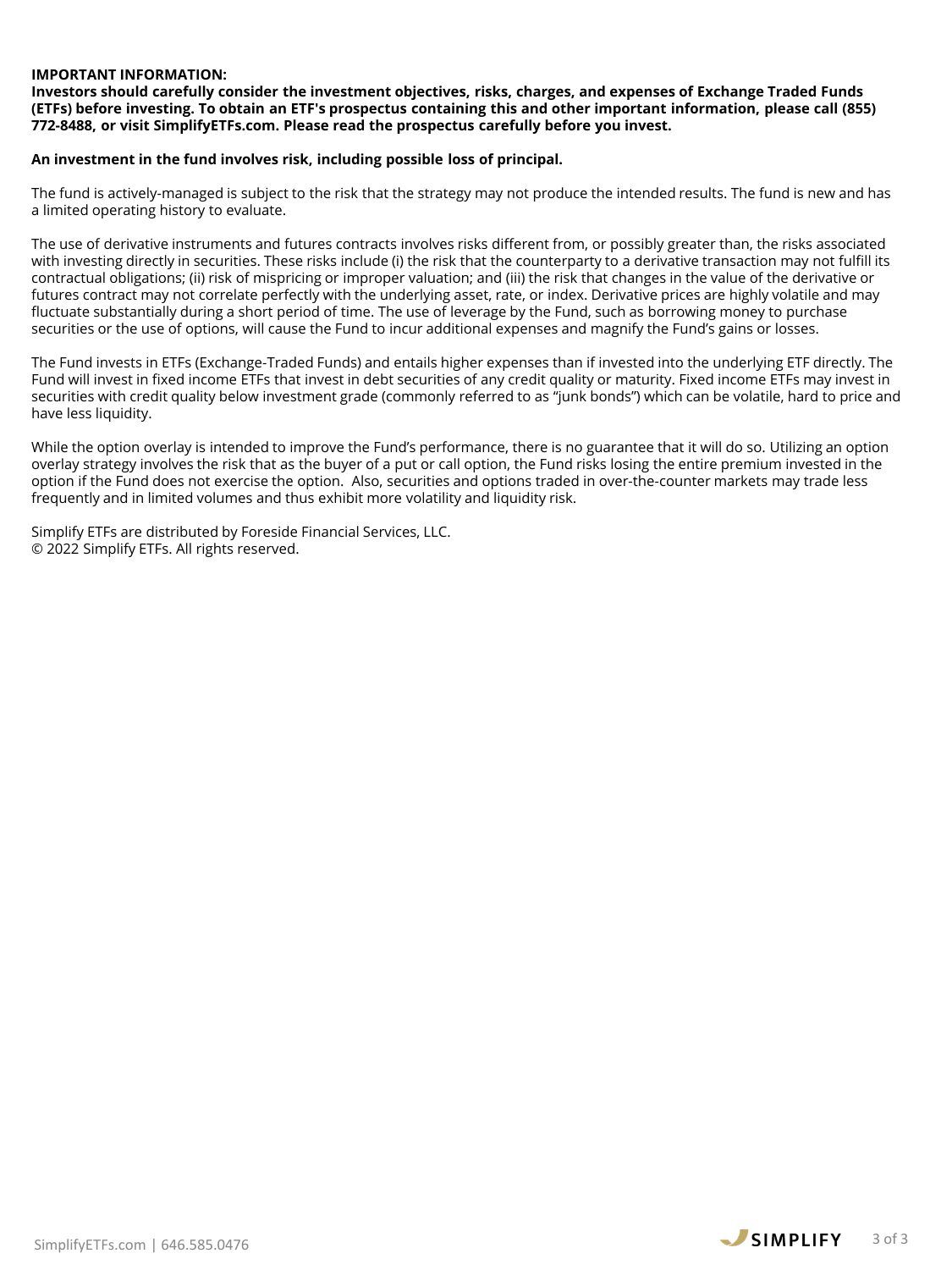**IMPORTANT INFORMATION:**
**Investors should carefully consider the investment objectives, risks, charges, and expenses of Exchange Traded Funds (ETFs) before investing. To obtain an ETF's prospectus containing this and other important information, please call (855) 772-8488, or visit SimplifyETFs.com. Please read the prospectus carefully before you invest.**

**An investment in the fund involves risk, including possible loss of principal.**

The fund is actively-managed is subject to the risk that the strategy may not produce the intended results. The fund is new and has a limited operating history to evaluate.

The use of derivative instruments and futures contracts involves risks different from, or possibly greater than, the risks associated with investing directly in securities. These risks include (i) the risk that the counterparty to a derivative transaction may not fulfill its contractual obligations; (ii) risk of mispricing or improper valuation; and (iii) the risk that changes in the value of the derivative or futures contract may not correlate perfectly with the underlying asset, rate, or index. Derivative prices are highly volatile and may fluctuate substantially during a short period of time. The use of leverage by the Fund, such as borrowing money to purchase securities or the use of options, will cause the Fund to incur additional expenses and magnify the Fund's gains or losses.

The Fund invests in ETFs (Exchange-Traded Funds) and entails higher expenses than if invested into the underlying ETF directly. The Fund will invest in fixed income ETFs that invest in debt securities of any credit quality or maturity. Fixed income ETFs may invest in securities with credit quality below investment grade (commonly referred to as "junk bonds") which can be volatile, hard to price and have less liquidity.

While the option overlay is intended to improve the Fund's performance, there is no guarantee that it will do so. Utilizing an option overlay strategy involves the risk that as the buyer of a put or call option, the Fund risks losing the entire premium invested in the option if the Fund does not exercise the option. Also, securities and options traded in over-the-counter markets may trade less frequently and in limited volumes and thus exhibit more volatility and liquidity risk.

Simplify ETFs are distributed by Foreside Financial Services, LLC.
© 2022 Simplify ETFs. All rights reserved.